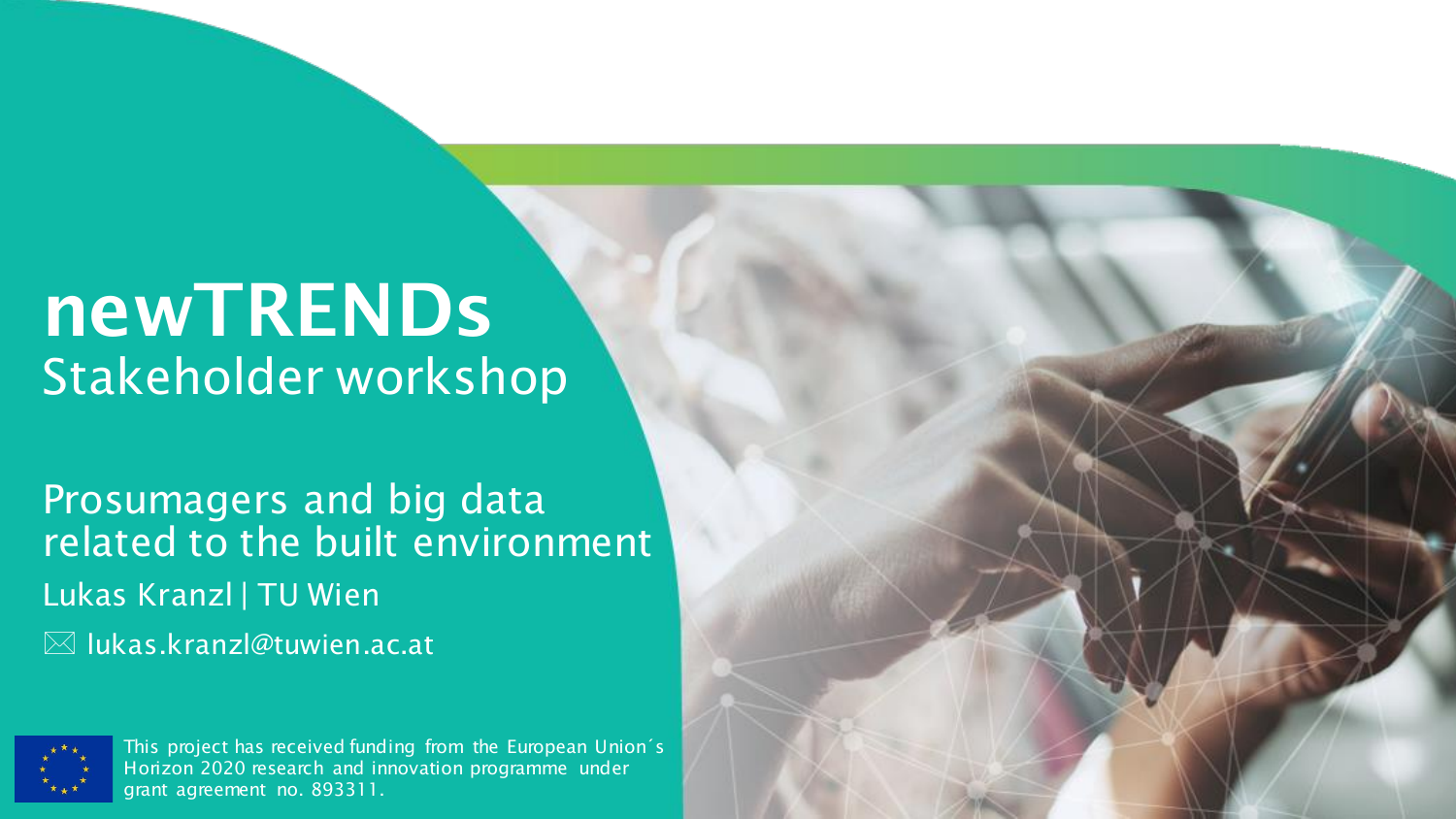# newTRENDs

## Stakeholder workshop

Prosumagers and big data related to the built environment

Lukas Kranzl | TU Wien

lukas.kranzl@tuwien.ac.at

This project has received funding from the European Union´s Horizon 2020 research and innovation programme under grant agreement no. 893311.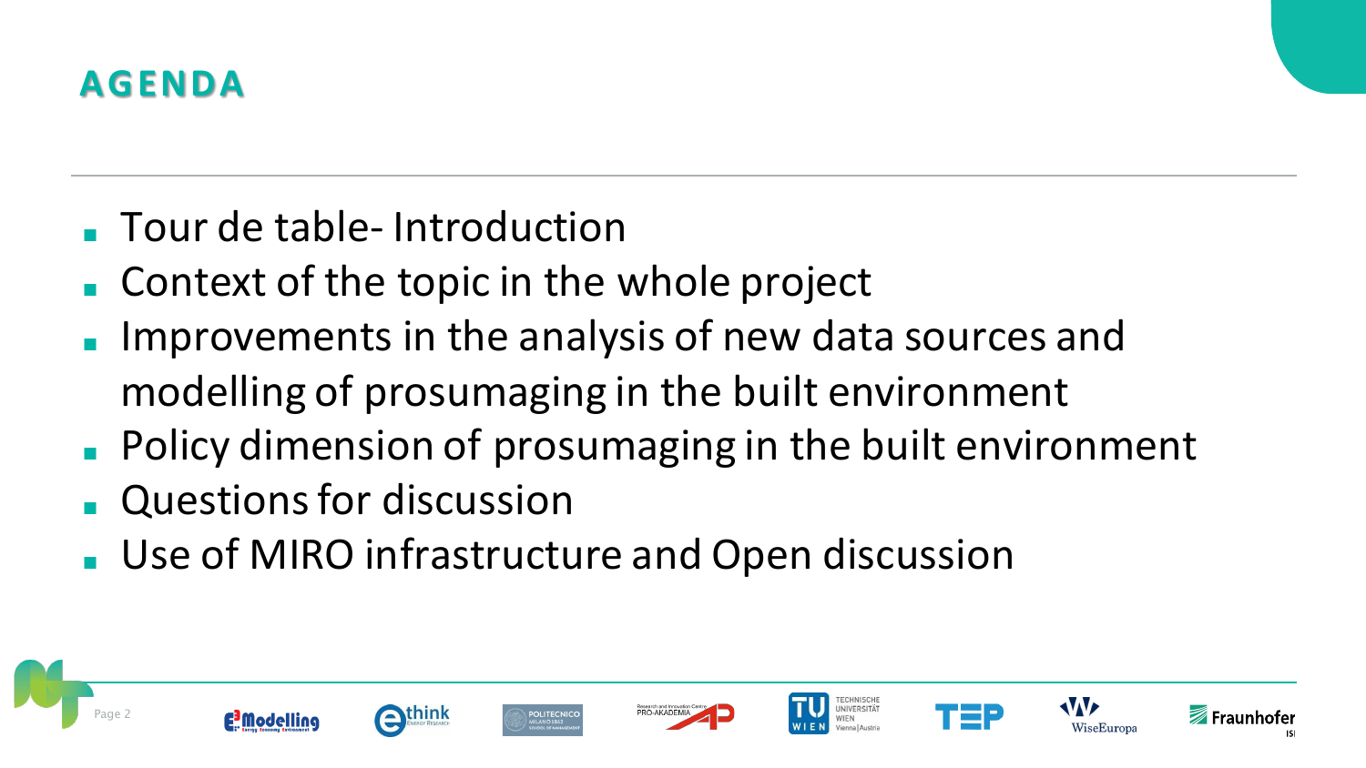# AGENDA

- Tour de table- Introduction
- Context of the topic in the whole project
- Improvements in the analysis of new data sources and modelling of prosumaging in the built environment
- Policy dimension of prosumaging in the built environment
- Questions for discussion
- Use of MIRO infrastructure and Open discussion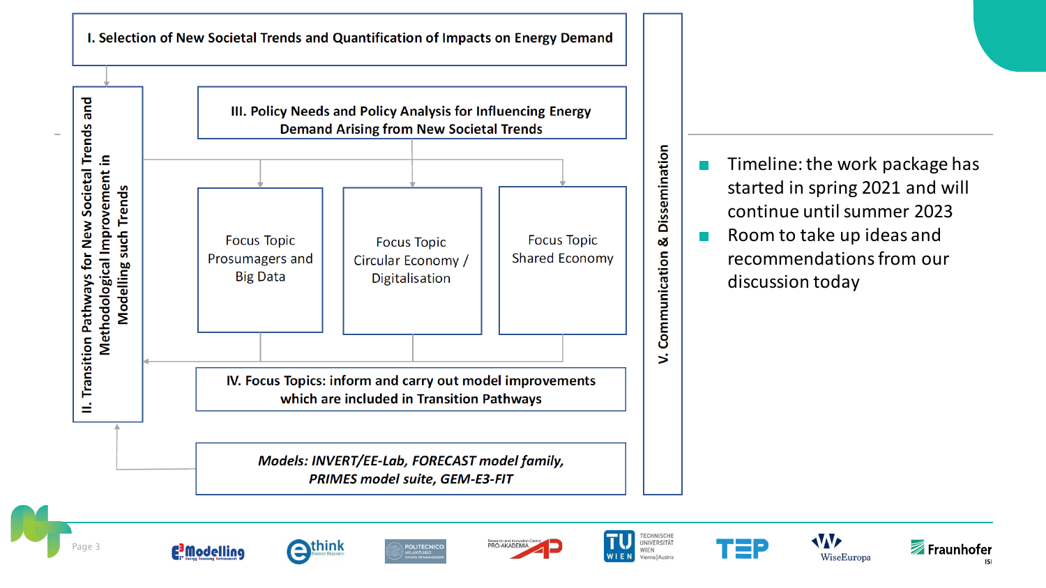I. Selection of New Societal Trends and Quantification of Impacts on Energy Demand

II. Transition Pathways for New Societal Trends and Methodological Improvement in Modelling such Trends

III. Policy Needs and Policy Analysis for Influencing Energy Demand Arising from New Societal Trends

Focus Topic Prosumagers and Big Data

Focus Topic Circular Economy / Digitalisation

Focus Topic Shared Economy

IV. Focus Topics: inform and carry out model improvements which are included in Transition Pathways

*Models: INVERT/EE-Lab, FORECAST model family, PRIMES model suite, GEM-E3-FIT*

V. Communication & Dissemination

- Timeline: the work package has started in spring 2021 and will continue until summer 2023
- Room to take up ideas and recommendations from our discussion today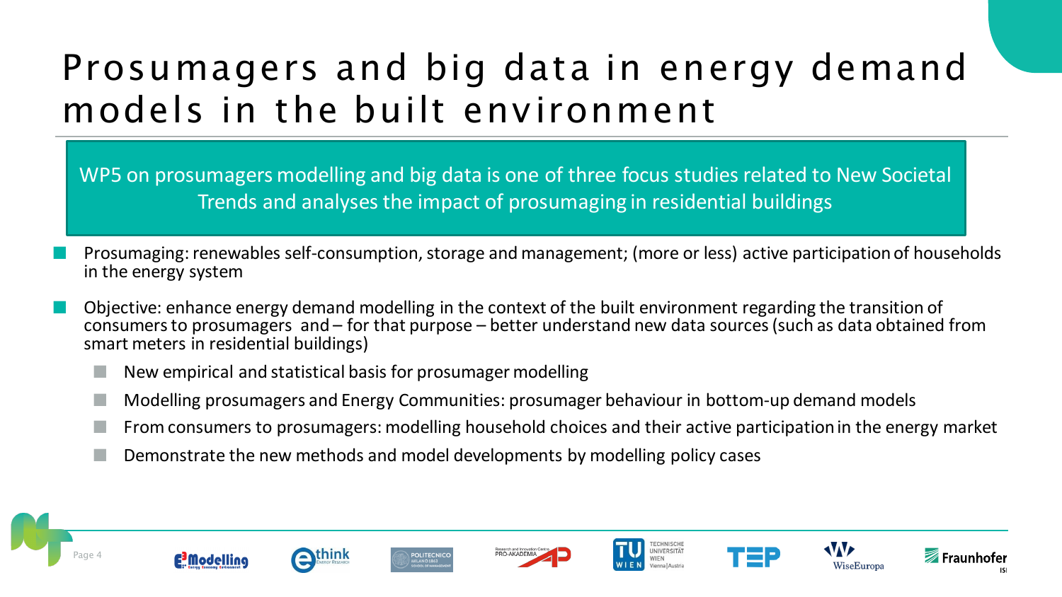# Prosumagers and big data in energy demand models in the built environment

WP5 on prosumagers modelling and big data is one of three focus studies related to New Societal Trends and analyses the impact of prosumaging in residential buildings

- Prosumaging: renewables self-consumption, storage and management; (more or less) active participation of households in the energy system
- Objective: enhance energy demand modelling in the context of the built environment regarding the transition of consumers to prosumagers and – for that purpose – better understand new data sources (such as data obtained from smart meters in residential buildings)
  - New empirical and statistical basis for prosumager modelling
  - Modelling prosumagers and Energy Communities: prosumager behaviour in bottom-up demand models
  - From consumers to prosumagers: modelling household choices and their active participation in the energy market
  - Demonstrate the new methods and model developments by modelling policy cases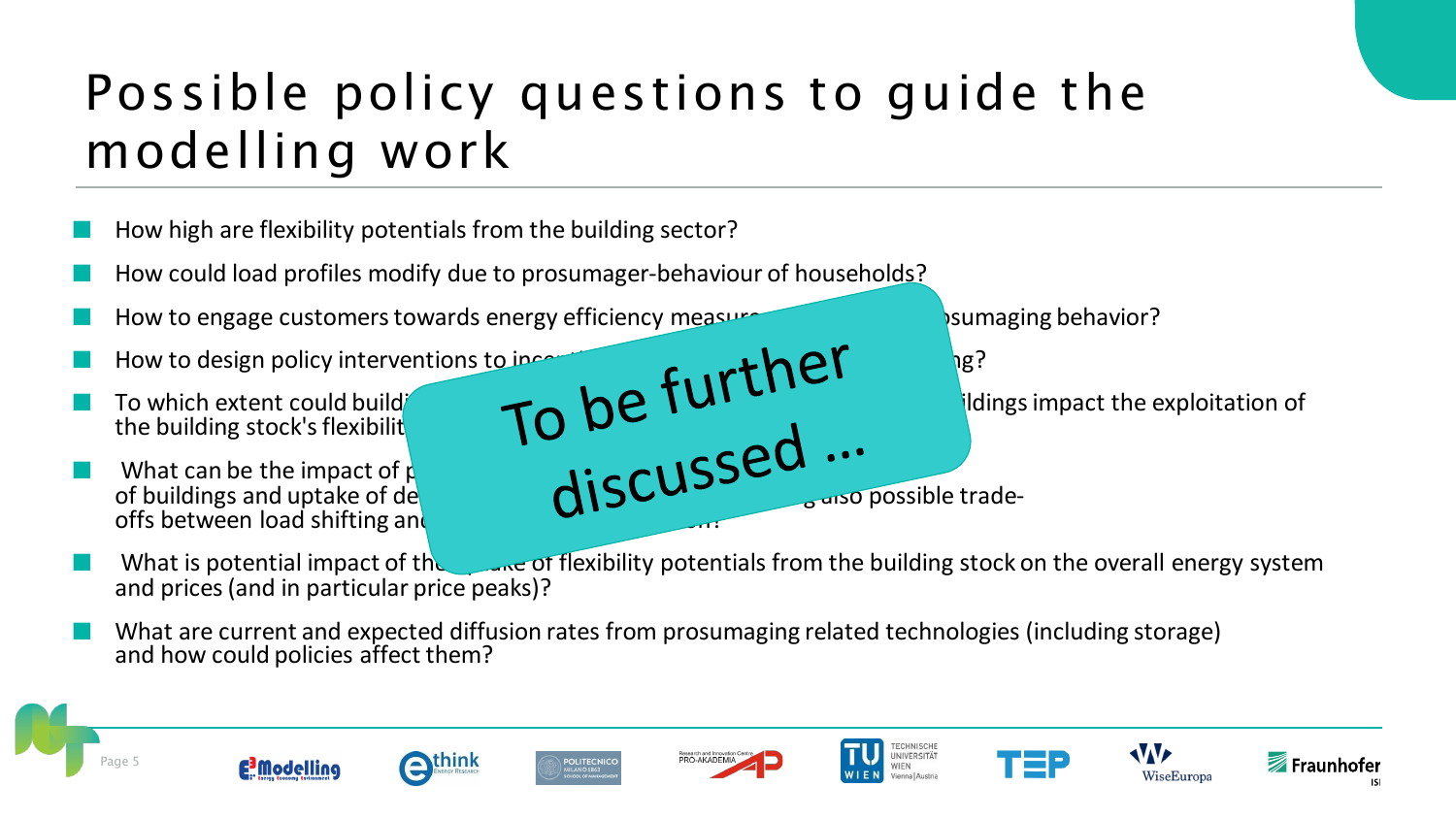# Possible policy questions to guide the modelling work

- How high are flexibility potentials from the building sector?
- How could load profiles modify due to prosumager-behaviour of households?
- How to engage customers towards energy efficiency measu... ...sumaging behavior?
- How to design policy interventions to inc... ...ng?
- To which extent could build... ...ildings impact the exploitation of the building stock's flexibilit...
- What can be the impact of p... of buildings and uptake of de... ...also possible trade-offs between load shifting and...
- What is potential impact of th... ...of flexibility potentials from the building stock on the overall energy system and prices (and in particular price peaks)?
- What are current and expected diffusion rates from prosumaging related technologies (including storage) and how could policies affect them?

To be further discussed …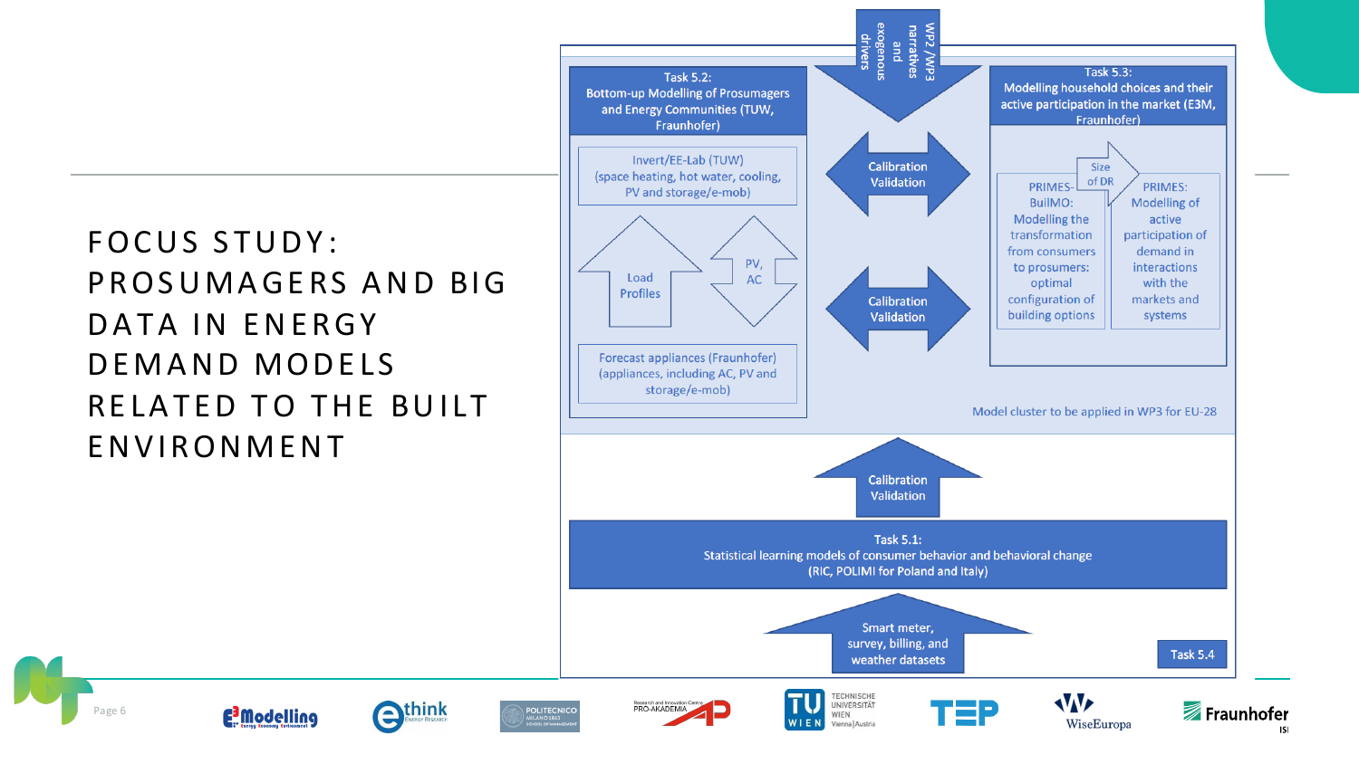# FOCUS STUDY: PROSUMAGERS AND BIG DATA IN ENERGY DEMAND MODELS RELATED TO THE BUILT ENVIRONMENT

WP2 /WP3 narratives and exogenous drivers

**Task 5.2:** Bottom-up Modelling of Prosumagers and Energy Communities (TUW, Fraunhofer)

- Invert/EE-Lab (TUW) (space heating, hot water, cooling, PV and storage/e-mob)
- Load Profiles
- PV, AC
- Forecast appliances (Fraunhofer) (appliances, including AC, PV and storage/e-mob)

Calibration Validation

Calibration Validation

**Task 5.3:** Modelling household choices and their active participation in the market (E3M, Fraunhofer)

- PRIMES-BuilMO: Modelling the transformation from consumers to prosumers: optimal configuration of building options
- Size of DR
- PRIMES: Modelling of active participation of demand in interactions with the markets and systems

Model cluster to be applied in WP3 for EU-28

Calibration Validation

**Task 5.1:** Statistical learning models of consumer behavior and behavioral change (RIC, POLIMI for Poland and Italy)

Smart meter, survey, billing, and weather datasets

Task 5.4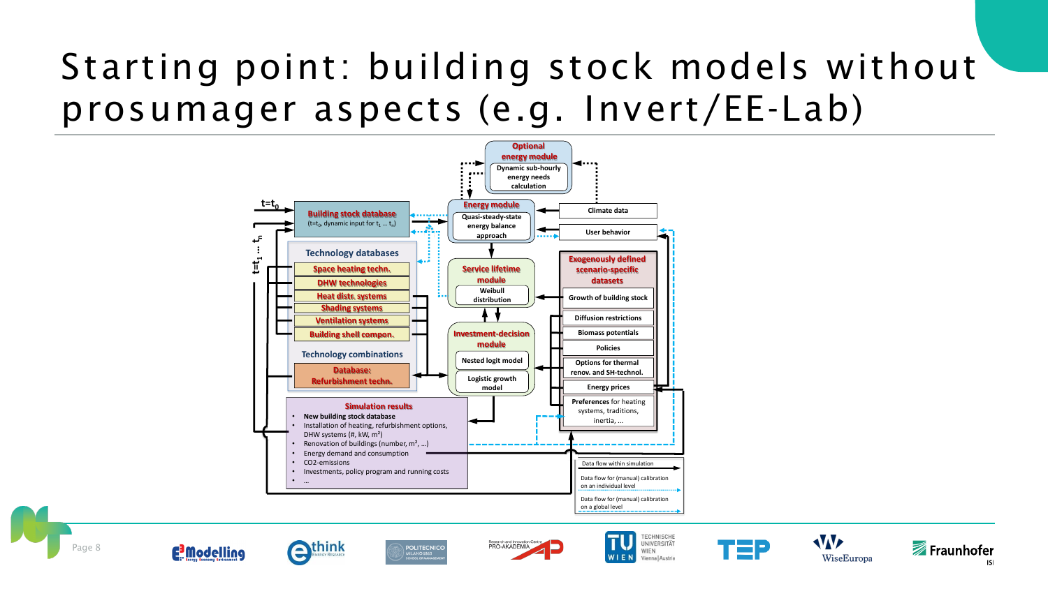# Starting point: building stock models without prosumager aspects (e.g. Invert/EE-Lab)

$t=t_0$

$t=t_1 \dots t_n$

**Building stock database**
($t=t_0$, dynamic input for $t_1 \dots t_n$)

**Optional energy module**
Dynamic sub-hourly energy needs calculation

**Energy module**
Quasi-steady-state energy balance approach

Climate data

User behavior

**Technology databases**

- Space heating techn.
- DHW technologies
- Heat distr. systems
- Shading systems
- Ventilation systems
- Building shell compon.

**Technology combinations**

**Database: Refurbishment techn.**

**Service lifetime module**
Weibull distribution

**Investment-decision module**
Nested logit model
Logistic growth model

**Exogenously defined scenario-specific datasets**

- Growth of building stock
- Diffusion restrictions
- Biomass potentials
- Policies
- Options for thermal renov. and SH-technol.
- Energy prices
- Preferences for heating systems, traditions, inertia, …

**Simulation results**

- **New building stock database**
- Installation of heating, refurbishment options, DHW systems (#, kW, m²)
- Renovation of buildings (number, m², …)
- Energy demand and consumption
- CO2-emissions
- Investments, policy program and running costs
- …

Data flow within simulation

Data flow for (manual) calibration on an individual level

Data flow for (manual) calibration on a global level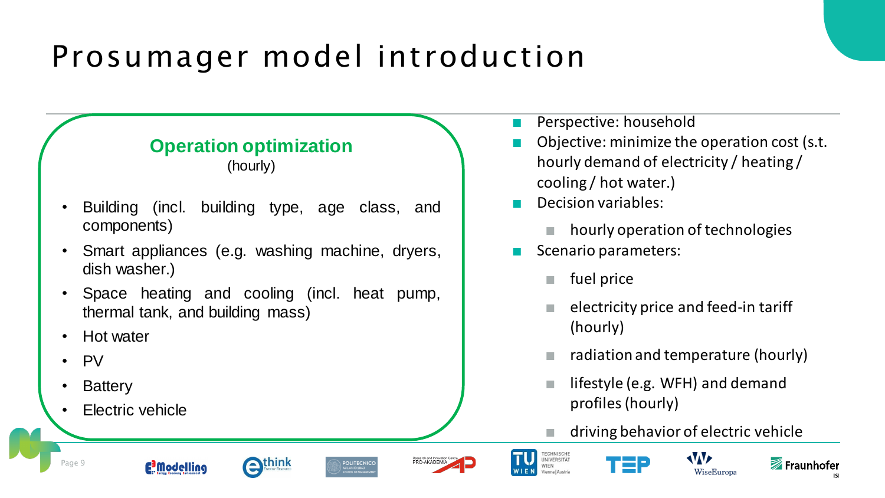# Prosumager model introduction

## Operation optimization

(hourly)

- Building (incl. building type, age class, and components)
- Smart appliances (e.g. washing machine, dryers, dish washer.)
- Space heating and cooling (incl. heat pump, thermal tank, and building mass)
- Hot water
- PV
- Battery
- Electric vehicle

---

- Perspective: household
- Objective: minimize the operation cost (s.t. hourly demand of electricity / heating / cooling / hot water.)
- Decision variables:
  - hourly operation of technologies
- Scenario parameters:
  - fuel price
  - electricity price and feed-in tariff (hourly)
  - radiation and temperature (hourly)
  - lifestyle (e.g. WFH) and demand profiles (hourly)
  - driving behavior of electric vehicle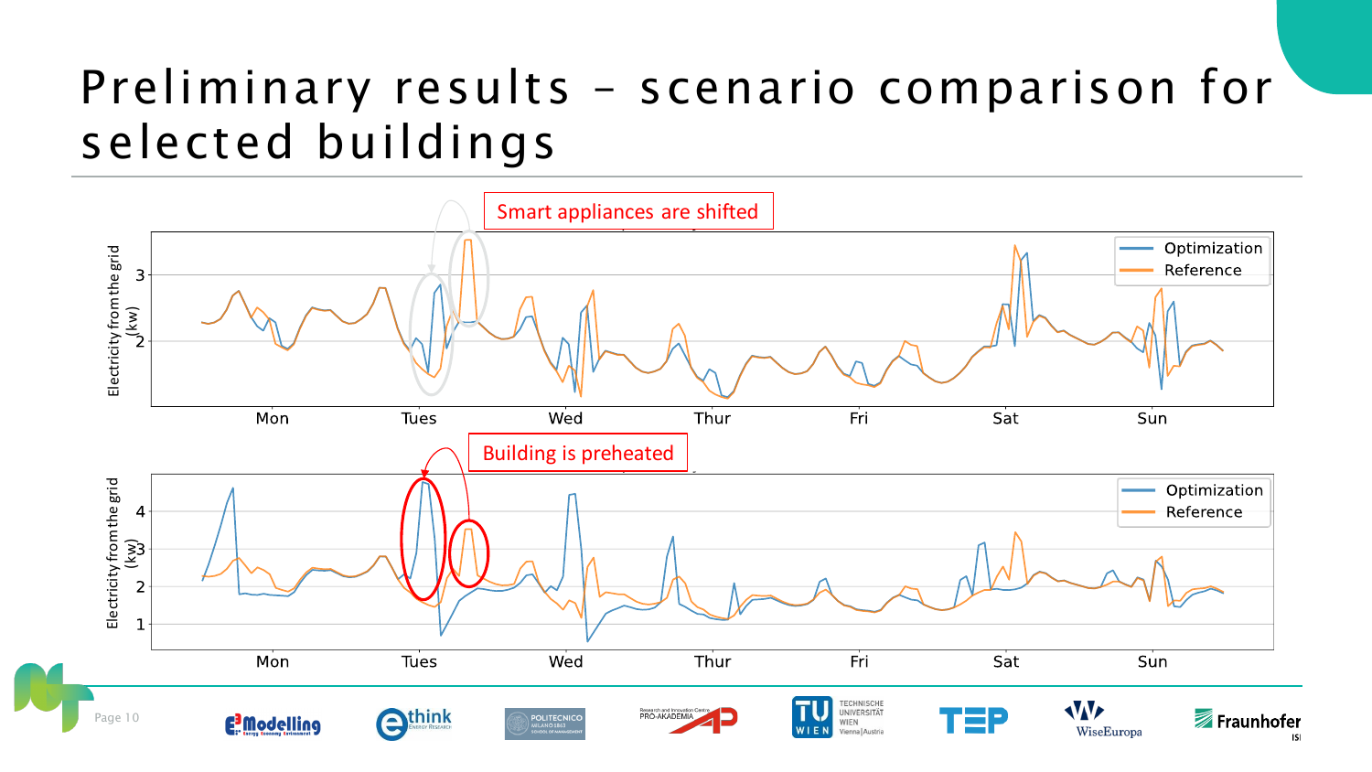# Preliminary results – scenario comparison for selected buildings

Smart appliances are shifted

Building is preheated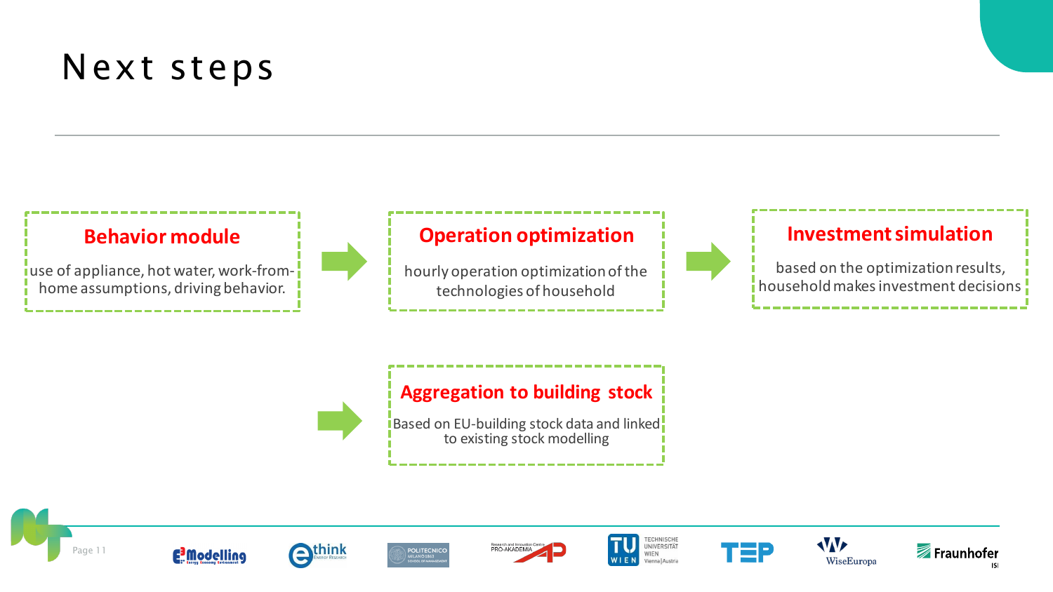# Next steps

**Behavior module**

use of appliance, hot water, work-from-home assumptions, driving behavior.

→

**Operation optimization**

hourly operation optimization of the technologies of household

→

**Investment simulation**

based on the optimization results, household makes investment decisions

→

**Aggregation to building stock**

Based on EU-building stock data and linked to existing stock modelling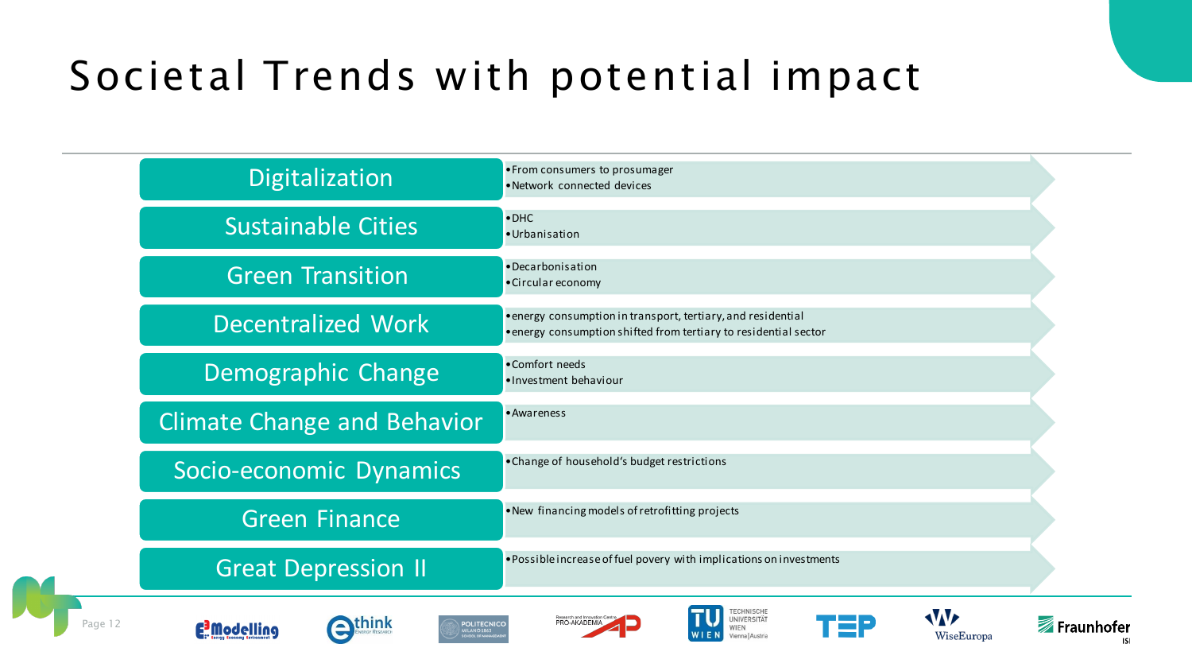# Societal Trends with potential impact

| Trend | Impact |
| --- | --- |
| Digitalization | • From consumers to prosumager<br>• Network connected devices |
| Sustainable Cities | • DHC<br>• Urbanisation |
| Green Transition | • Decarbonisation<br>• Circular economy |
| Decentralized Work | • energy consumption in transport, tertiary, and residential<br>• energy consumption shifted from tertiary to residential sector |
| Demographic Change | • Comfort needs<br>• Investment behaviour |
| Climate Change and Behavior | • Awareness |
| Socio-economic Dynamics | • Change of household's budget restrictions |
| Green Finance | • New financing models of retrofitting projects |
| Great Depression II | • Possible increase of fuel povery with implications on investments |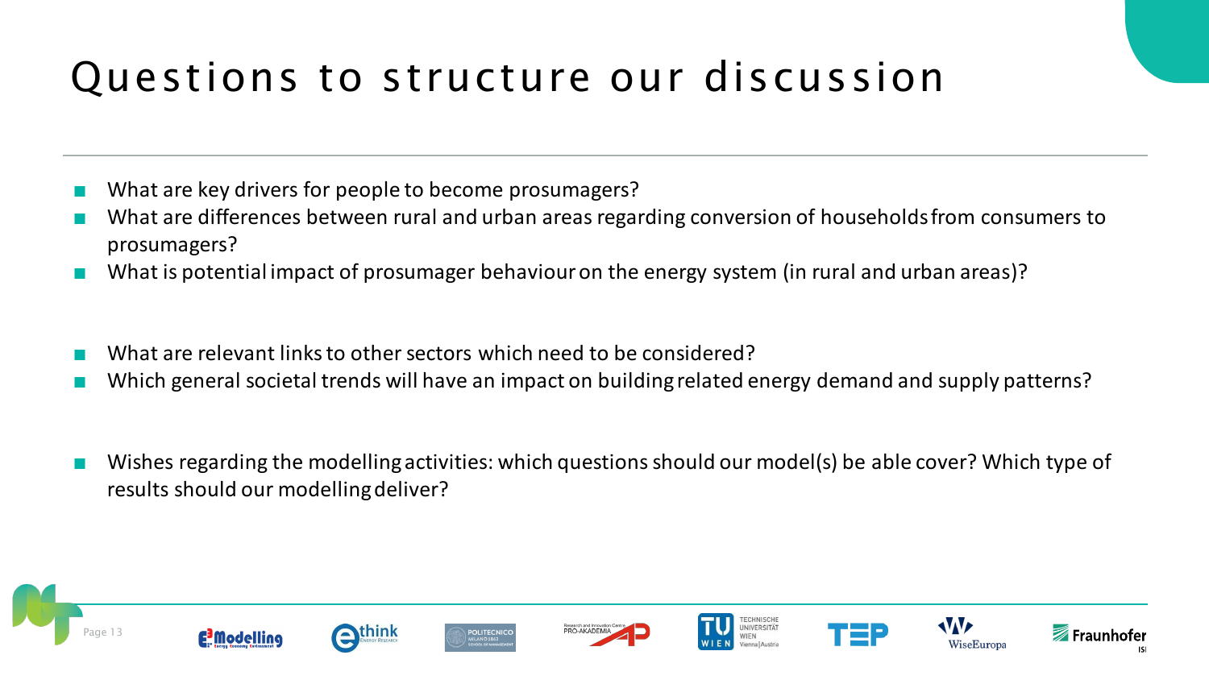# Questions to structure our discussion

- What are key drivers for people to become prosumagers?
- What are differences between rural and urban areas regarding conversion of households from consumers to prosumagers?
- What is potential impact of prosumager behaviour on the energy system (in rural and urban areas)?

- What are relevant links to other sectors which need to be considered?
- Which general societal trends will have an impact on building related energy demand and supply patterns?

- Wishes regarding the modelling activities: which questions should our model(s) be able cover? Which type of results should our modelling deliver?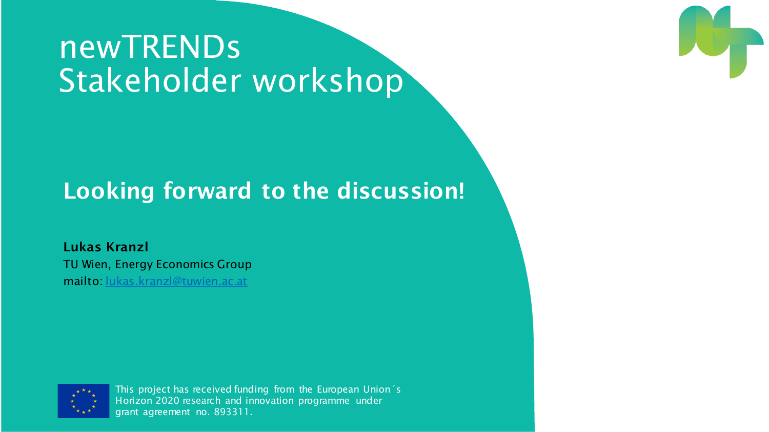# newTRENDs Stakeholder workshop

## Looking forward to the discussion!

**Lukas Kranzl**
TU Wien, Energy Economics Group
mailto: lukas.kranzl@tuwien.ac.at

This project has received funding from the European Union´s Horizon 2020 research and innovation programme under grant agreement no. 893311.